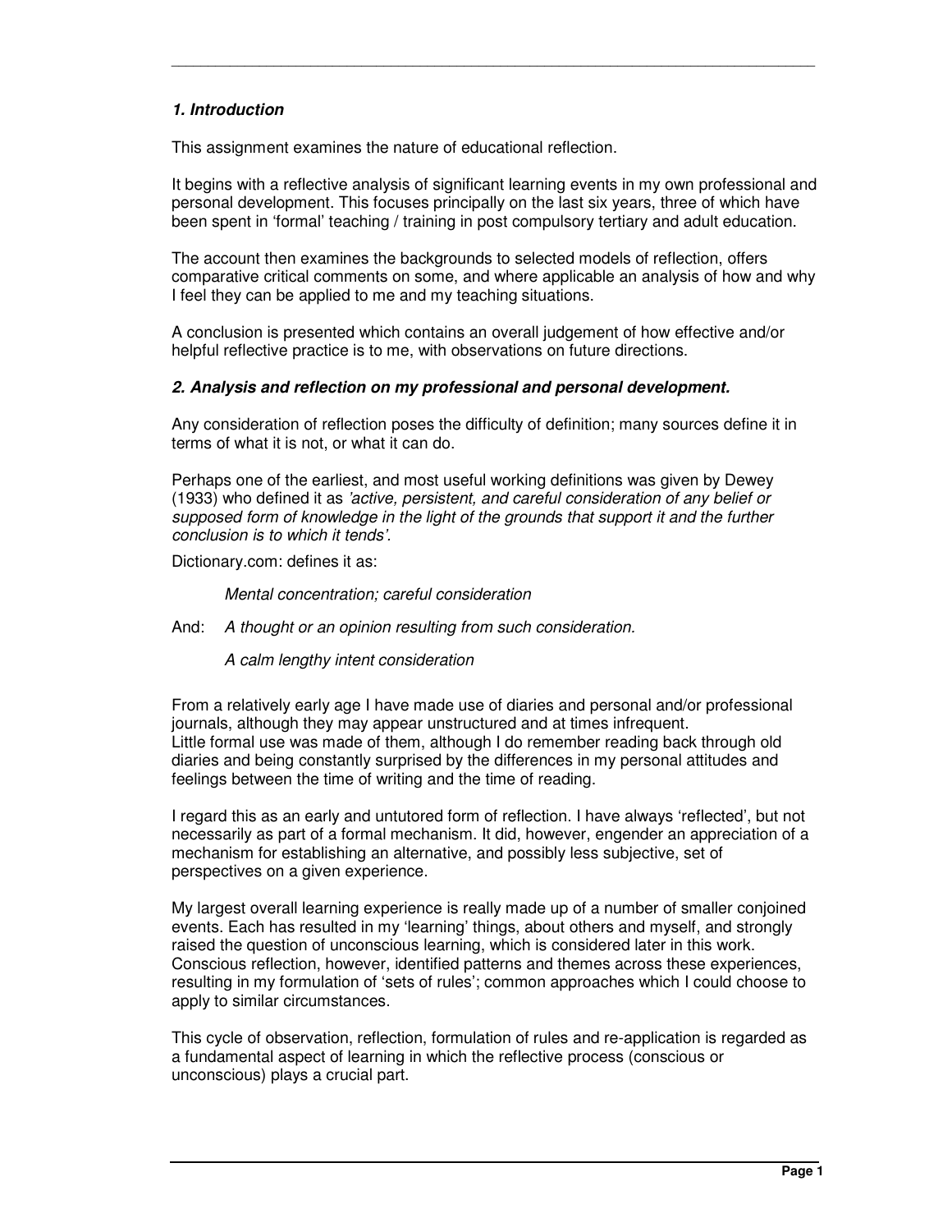### *1. Introduction*

This assignment examines the nature of educational reflection.

It begins with a reflective analysis of significant learning events in my own professional and personal development. This focuses principally on the last six years, three of which have been spent in 'formal' teaching / training in post compulsory tertiary and adult education.

The account then examines the backgrounds to selected models of reflection, offers comparative critical comments on some, and where applicable an analysis of how and why I feel they can be applied to me and my teaching situations.

A conclusion is presented which contains an overall judgement of how effective and/or helpful reflective practice is to me, with observations on future directions.

### *2. Analysis and reflection on my professional and personal development.*

Any consideration of reflection poses the difficulty of definition; many sources define it in terms of what it is not, or what it can do.

Perhaps one of the earliest, and most useful working definitions was given by Dewey (1933) who defined it as *'active, persistent, and careful consideration of any belief or supposed form of knowledge in the light of the grounds that support it and the further conclusion is to which it tends'.*

Dictionary.com: defines it as:

> *Mental concentration; careful consideration*

And: *A thought or an opinion resulting from such consideration.*

> *A calm lengthy intent consideration*

From a relatively early age I have made use of diaries and personal and/or professional journals, although they may appear unstructured and at times infrequent.
Little formal use was made of them, although I do remember reading back through old diaries and being constantly surprised by the differences in my personal attitudes and feelings between the time of writing and the time of reading.

I regard this as an early and untutored form of reflection. I have always 'reflected', but not necessarily as part of a formal mechanism. It did, however, engender an appreciation of a mechanism for establishing an alternative, and possibly less subjective, set of perspectives on a given experience.

My largest overall learning experience is really made up of a number of smaller conjoined events. Each has resulted in my 'learning' things, about others and myself, and strongly raised the question of unconscious learning, which is considered later in this work. Conscious reflection, however, identified patterns and themes across these experiences, resulting in my formulation of 'sets of rules'; common approaches which I could choose to apply to similar circumstances.

This cycle of observation, reflection, formulation of rules and re-application is regarded as a fundamental aspect of learning in which the reflective process (conscious or unconscious) plays a crucial part.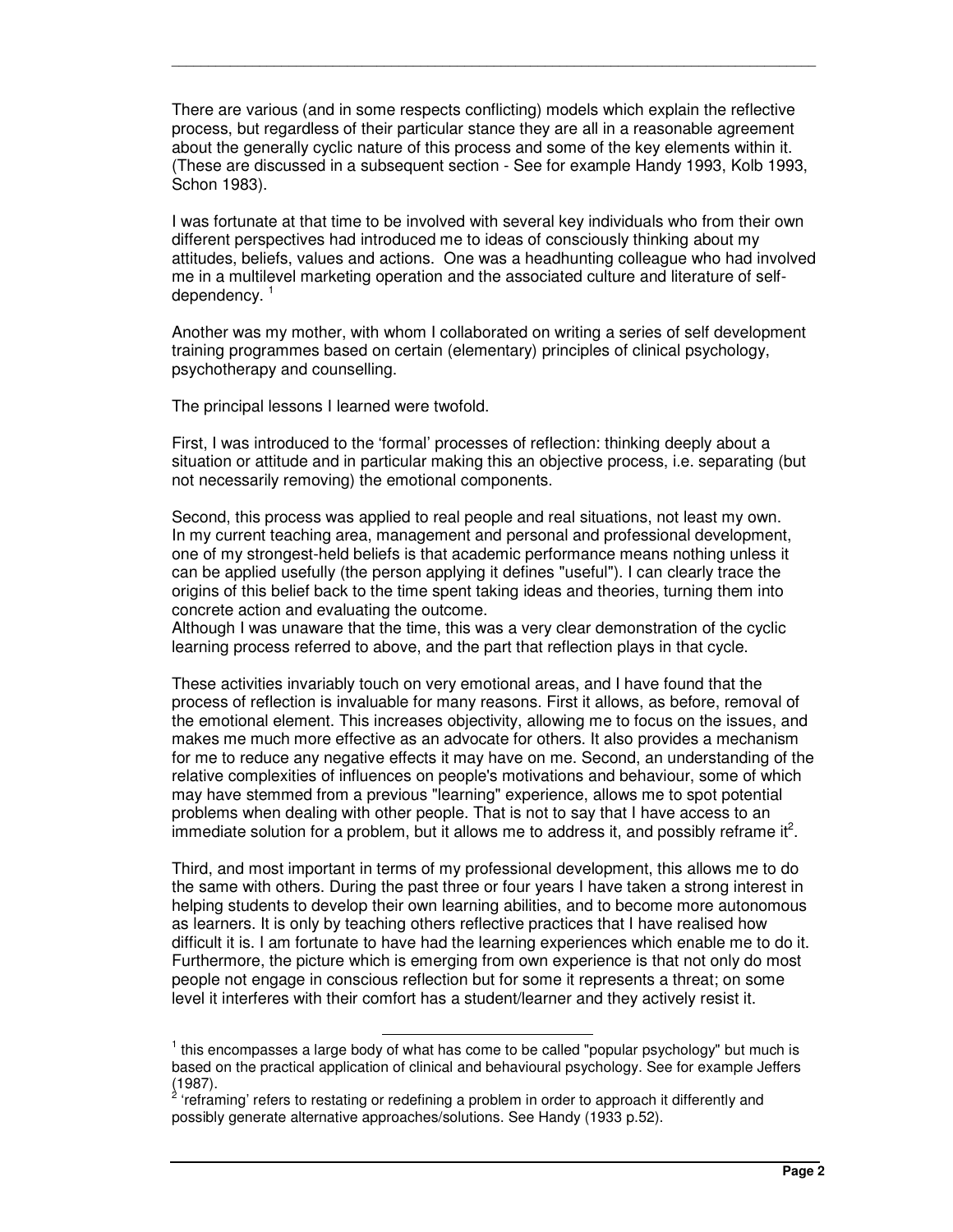There are various (and in some respects conflicting) models which explain the reflective process, but regardless of their particular stance they are all in a reasonable agreement about the generally cyclic nature of this process and some of the key elements within it. (These are discussed in a subsequent section - See for example Handy 1993, Kolb 1993, Schon 1983).

I was fortunate at that time to be involved with several key individuals who from their own different perspectives had introduced me to ideas of consciously thinking about my attitudes, beliefs, values and actions. One was a headhunting colleague who had involved me in a multilevel marketing operation and the associated culture and literature of self-dependency. [1]

Another was my mother, with whom I collaborated on writing a series of self development training programmes based on certain (elementary) principles of clinical psychology, psychotherapy and counselling.

The principal lessons I learned were twofold.

First, I was introduced to the 'formal' processes of reflection: thinking deeply about a situation or attitude and in particular making this an objective process, i.e. separating (but not necessarily removing) the emotional components.

Second, this process was applied to real people and real situations, not least my own. In my current teaching area, management and personal and professional development, one of my strongest-held beliefs is that academic performance means nothing unless it can be applied usefully (the person applying it defines "useful"). I can clearly trace the origins of this belief back to the time spent taking ideas and theories, turning them into concrete action and evaluating the outcome.
Although I was unaware that the time, this was a very clear demonstration of the cyclic learning process referred to above, and the part that reflection plays in that cycle.

These activities invariably touch on very emotional areas, and I have found that the process of reflection is invaluable for many reasons. First it allows, as before, removal of the emotional element. This increases objectivity, allowing me to focus on the issues, and makes me much more effective as an advocate for others. It also provides a mechanism for me to reduce any negative effects it may have on me. Second, an understanding of the relative complexities of influences on people's motivations and behaviour, some of which may have stemmed from a previous "learning" experience, allows me to spot potential problems when dealing with other people. That is not to say that I have access to an immediate solution for a problem, but it allows me to address it, and possibly reframe it[2].

Third, and most important in terms of my professional development, this allows me to do the same with others. During the past three or four years I have taken a strong interest in helping students to develop their own learning abilities, and to become more autonomous as learners. It is only by teaching others reflective practices that I have realised how difficult it is. I am fortunate to have had the learning experiences which enable me to do it. Furthermore, the picture which is emerging from own experience is that not only do most people not engage in conscious reflection but for some it represents a threat; on some level it interferes with their comfort has a student/learner and they actively resist it.

---

[1] this encompasses a large body of what has come to be called "popular psychology" but much is based on the practical application of clinical and behavioural psychology. See for example Jeffers (1987).

[2] 'reframing' refers to restating or redefining a problem in order to approach it differently and possibly generate alternative approaches/solutions. See Handy (1933 p.52).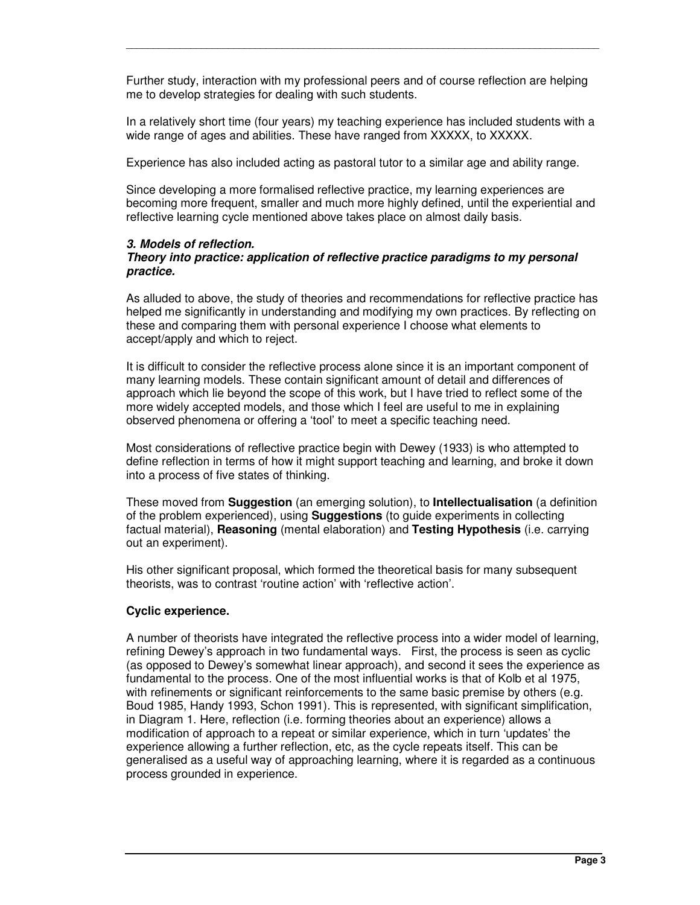Further study, interaction with my professional peers and of course reflection are helping me to develop strategies for dealing with such students.

In a relatively short time (four years) my teaching experience has included students with a wide range of ages and abilities. These have ranged from XXXXX, to XXXXX.

Experience has also included acting as pastoral tutor to a similar age and ability range.

Since developing a more formalised reflective practice, my learning experiences are becoming more frequent, smaller and much more highly defined, until the experiential and reflective learning cycle mentioned above takes place on almost daily basis.

### *3. Models of reflection.*
### *Theory into practice: application of reflective practice paradigms to my personal practice.*

As alluded to above, the study of theories and recommendations for reflective practice has helped me significantly in understanding and modifying my own practices. By reflecting on these and comparing them with personal experience I choose what elements to accept/apply and which to reject.

It is difficult to consider the reflective process alone since it is an important component of many learning models. These contain significant amount of detail and differences of approach which lie beyond the scope of this work, but I have tried to reflect some of the more widely accepted models, and those which I feel are useful to me in explaining observed phenomena or offering a 'tool' to meet a specific teaching need.

Most considerations of reflective practice begin with Dewey (1933) is who attempted to define reflection in terms of how it might support teaching and learning, and broke it down into a process of five states of thinking.

These moved from **Suggestion** (an emerging solution), to **Intellectualisation** (a definition of the problem experienced), using **Suggestions** (to guide experiments in collecting factual material), **Reasoning** (mental elaboration) and **Testing Hypothesis** (i.e. carrying out an experiment).

His other significant proposal, which formed the theoretical basis for many subsequent theorists, was to contrast 'routine action' with 'reflective action'.

**Cyclic experience.**

A number of theorists have integrated the reflective process into a wider model of learning, refining Dewey's approach in two fundamental ways. First, the process is seen as cyclic (as opposed to Dewey's somewhat linear approach), and second it sees the experience as fundamental to the process. One of the most influential works is that of Kolb et al 1975, with refinements or significant reinforcements to the same basic premise by others (e.g. Boud 1985, Handy 1993, Schon 1991). This is represented, with significant simplification, in Diagram 1. Here, reflection (i.e. forming theories about an experience) allows a modification of approach to a repeat or similar experience, which in turn 'updates' the experience allowing a further reflection, etc, as the cycle repeats itself. This can be generalised as a useful way of approaching learning, where it is regarded as a continuous process grounded in experience.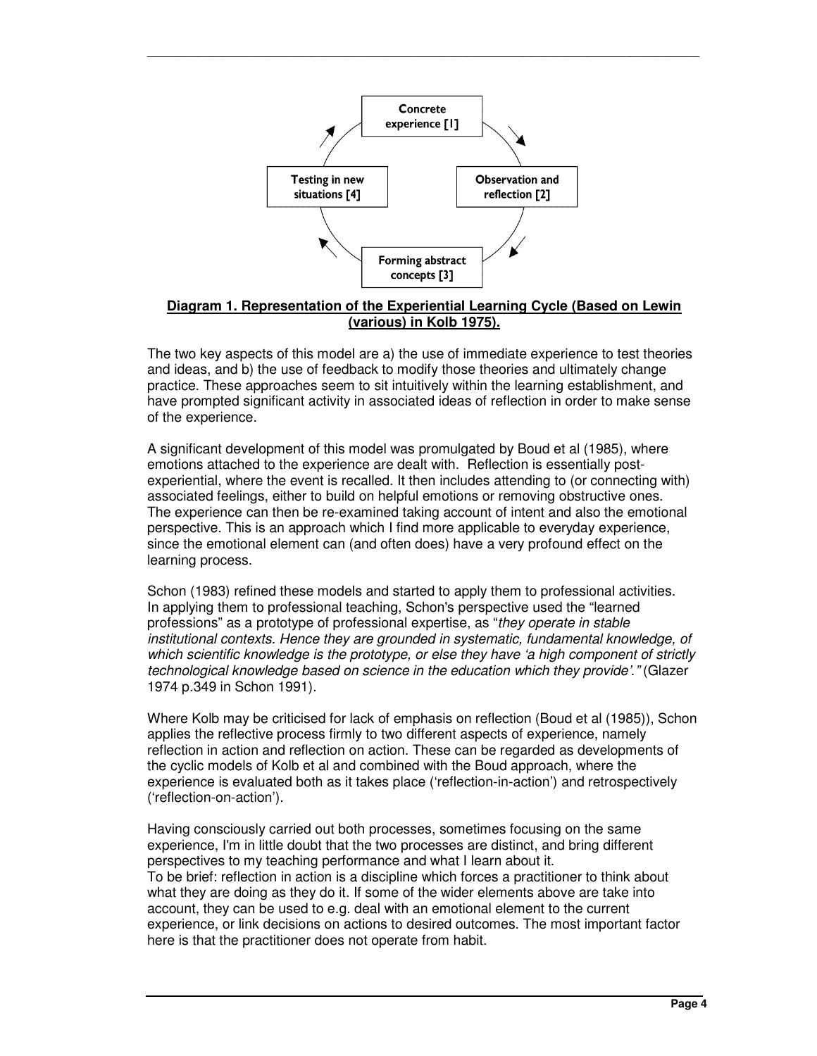Concrete experience [1]

Observation and reflection [2]

Forming abstract concepts [3]

Testing in new situations [4]

**Diagram 1. Representation of the Experiential Learning Cycle (Based on Lewin (various) in Kolb 1975).**

The two key aspects of this model are a) the use of immediate experience to test theories and ideas, and b) the use of feedback to modify those theories and ultimately change practice. These approaches seem to sit intuitively within the learning establishment, and have prompted significant activity in associated ideas of reflection in order to make sense of the experience.

A significant development of this model was promulgated by Boud et al (1985), where emotions attached to the experience are dealt with. Reflection is essentially post-experiential, where the event is recalled. It then includes attending to (or connecting with) associated feelings, either to build on helpful emotions or removing obstructive ones. The experience can then be re-examined taking account of intent and also the emotional perspective. This is an approach which I find more applicable to everyday experience, since the emotional element can (and often does) have a very profound effect on the learning process.

Schon (1983) refined these models and started to apply them to professional activities. In applying them to professional teaching, Schon's perspective used the "learned professions" as a prototype of professional expertise, as "*they operate in stable institutional contexts. Hence they are grounded in systematic, fundamental knowledge, of which scientific knowledge is the prototype, or else they have 'a high component of strictly technological knowledge based on science in the education which they provide'.*" (Glazer 1974 p.349 in Schon 1991).

Where Kolb may be criticised for lack of emphasis on reflection (Boud et al (1985)), Schon applies the reflective process firmly to two different aspects of experience, namely reflection in action and reflection on action. These can be regarded as developments of the cyclic models of Kolb et al and combined with the Boud approach, where the experience is evaluated both as it takes place ('reflection-in-action') and retrospectively ('reflection-on-action').

Having consciously carried out both processes, sometimes focusing on the same experience, I'm in little doubt that the two processes are distinct, and bring different perspectives to my teaching performance and what I learn about it.
To be brief: reflection in action is a discipline which forces a practitioner to think about what they are doing as they do it. If some of the wider elements above are take into account, they can be used to e.g. deal with an emotional element to the current experience, or link decisions on actions to desired outcomes. The most important factor here is that the practitioner does not operate from habit.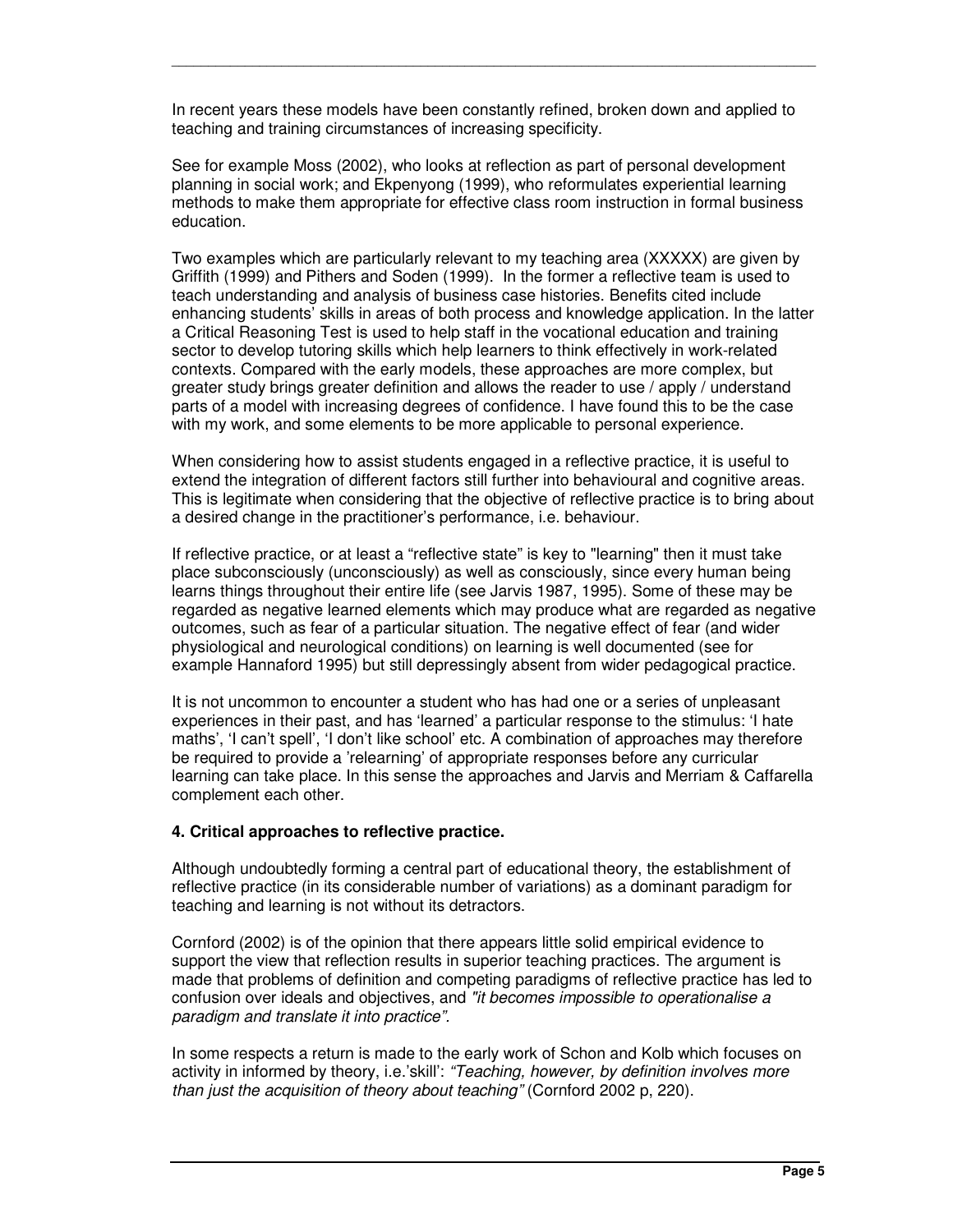In recent years these models have been constantly refined, broken down and applied to teaching and training circumstances of increasing specificity.

See for example Moss (2002), who looks at reflection as part of personal development planning in social work; and Ekpenyong (1999), who reformulates experiential learning methods to make them appropriate for effective class room instruction in formal business education.

Two examples which are particularly relevant to my teaching area (XXXXX) are given by Griffith (1999) and Pithers and Soden (1999). In the former a reflective team is used to teach understanding and analysis of business case histories. Benefits cited include enhancing students' skills in areas of both process and knowledge application. In the latter a Critical Reasoning Test is used to help staff in the vocational education and training sector to develop tutoring skills which help learners to think effectively in work-related contexts. Compared with the early models, these approaches are more complex, but greater study brings greater definition and allows the reader to use / apply / understand parts of a model with increasing degrees of confidence. I have found this to be the case with my work, and some elements to be more applicable to personal experience.

When considering how to assist students engaged in a reflective practice, it is useful to extend the integration of different factors still further into behavioural and cognitive areas. This is legitimate when considering that the objective of reflective practice is to bring about a desired change in the practitioner's performance, i.e. behaviour.

If reflective practice, or at least a "reflective state" is key to "learning" then it must take place subconsciously (unconsciously) as well as consciously, since every human being learns things throughout their entire life (see Jarvis 1987, 1995). Some of these may be regarded as negative learned elements which may produce what are regarded as negative outcomes, such as fear of a particular situation. The negative effect of fear (and wider physiological and neurological conditions) on learning is well documented (see for example Hannaford 1995) but still depressingly absent from wider pedagogical practice.

It is not uncommon to encounter a student who has had one or a series of unpleasant experiences in their past, and has 'learned' a particular response to the stimulus: 'I hate maths', 'I can't spell', 'I don't like school' etc. A combination of approaches may therefore be required to provide a 'relearning' of appropriate responses before any curricular learning can take place. In this sense the approaches and Jarvis and Merriam & Caffarella complement each other.

**4. Critical approaches to reflective practice.**

Although undoubtedly forming a central part of educational theory, the establishment of reflective practice (in its considerable number of variations) as a dominant paradigm for teaching and learning is not without its detractors.

Cornford (2002) is of the opinion that there appears little solid empirical evidence to support the view that reflection results in superior teaching practices. The argument is made that problems of definition and competing paradigms of reflective practice has led to confusion over ideals and objectives, and *"it becomes impossible to operationalise a paradigm and translate it into practice".*

In some respects a return is made to the early work of Schon and Kolb which focuses on activity in informed by theory, i.e.'skill': *"Teaching, however, by definition involves more than just the acquisition of theory about teaching"* (Cornford 2002 p, 220).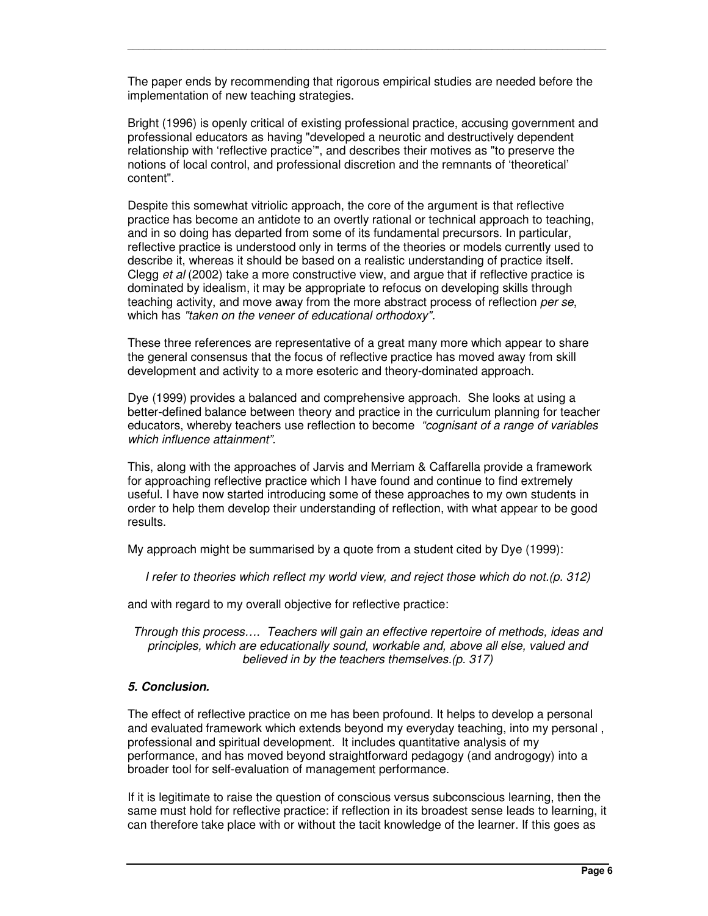The paper ends by recommending that rigorous empirical studies are needed before the implementation of new teaching strategies.

Bright (1996) is openly critical of existing professional practice, accusing government and professional educators as having "developed a neurotic and destructively dependent relationship with 'reflective practice'", and describes their motives as "to preserve the notions of local control, and professional discretion and the remnants of 'theoretical' content".

Despite this somewhat vitriolic approach, the core of the argument is that reflective practice has become an antidote to an overtly rational or technical approach to teaching, and in so doing has departed from some of its fundamental precursors. In particular, reflective practice is understood only in terms of the theories or models currently used to describe it, whereas it should be based on a realistic understanding of practice itself. Clegg *et al* (2002) take a more constructive view, and argue that if reflective practice is dominated by idealism, it may be appropriate to refocus on developing skills through teaching activity, and move away from the more abstract process of reflection *per se*, which has *"taken on the veneer of educational orthodoxy"*.

These three references are representative of a great many more which appear to share the general consensus that the focus of reflective practice has moved away from skill development and activity to a more esoteric and theory-dominated approach.

Dye (1999) provides a balanced and comprehensive approach. She looks at using a better-defined balance between theory and practice in the curriculum planning for teacher educators, whereby teachers use reflection to become *"cognisant of a range of variables which influence attainment"*.

This, along with the approaches of Jarvis and Merriam & Caffarella provide a framework for approaching reflective practice which I have found and continue to find extremely useful. I have now started introducing some of these approaches to my own students in order to help them develop their understanding of reflection, with what appear to be good results.

My approach might be summarised by a quote from a student cited by Dye (1999):

> *I refer to theories which reflect my world view, and reject those which do not.(p. 312)*

and with regard to my overall objective for reflective practice:

> *Through this process…. Teachers will gain an effective repertoire of methods, ideas and principles, which are educationally sound, workable and, above all else, valued and believed in by the teachers themselves.(p. 317)*

### *5. Conclusion.*

The effect of reflective practice on me has been profound. It helps to develop a personal and evaluated framework which extends beyond my everyday teaching, into my personal , professional and spiritual development. It includes quantitative analysis of my performance, and has moved beyond straightforward pedagogy (and androgogy) into a broader tool for self-evaluation of management performance.

If it is legitimate to raise the question of conscious versus subconscious learning, then the same must hold for reflective practice: if reflection in its broadest sense leads to learning, it can therefore take place with or without the tacit knowledge of the learner. If this goes as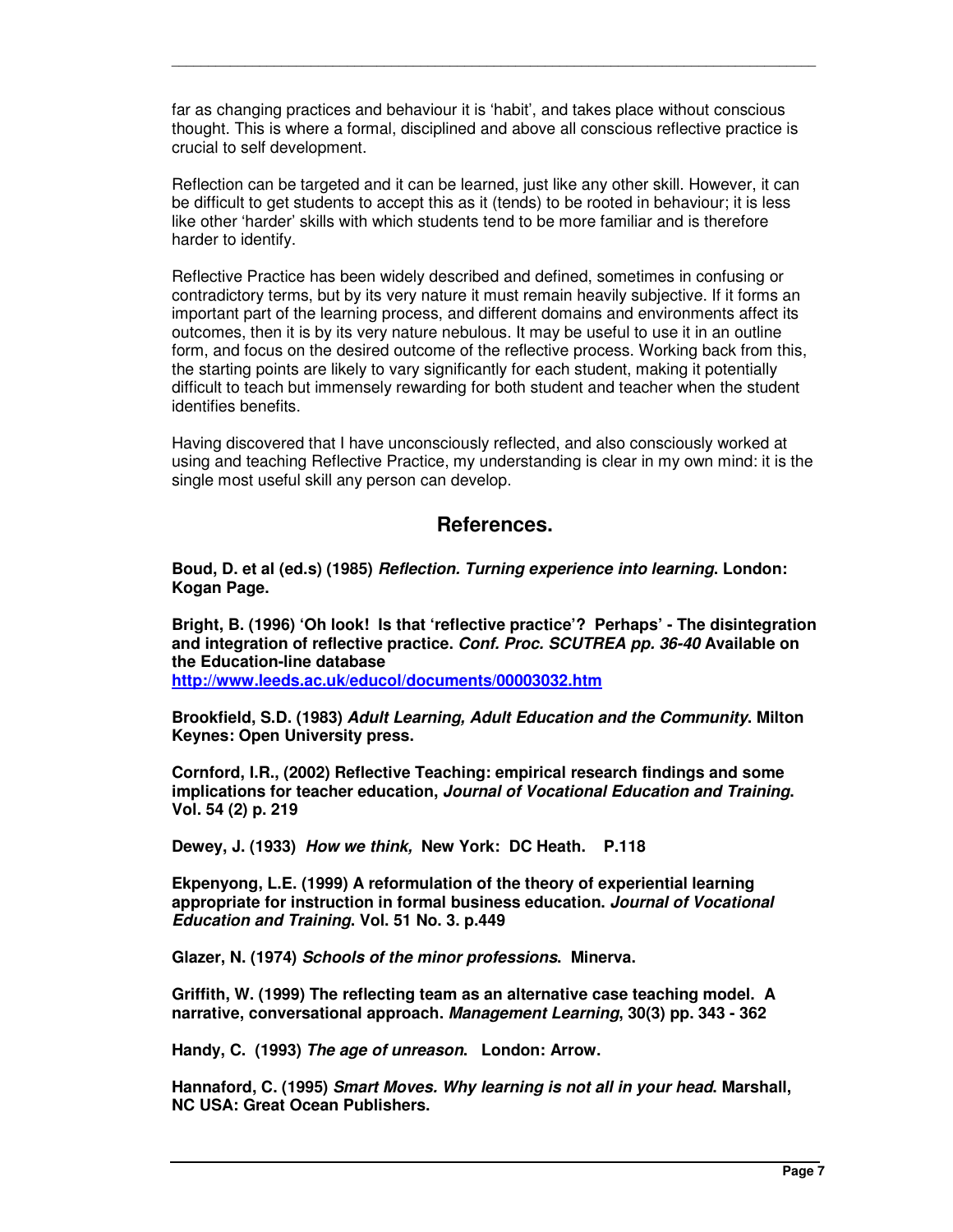far as changing practices and behaviour it is 'habit', and takes place without conscious thought. This is where a formal, disciplined and above all conscious reflective practice is crucial to self development.

Reflection can be targeted and it can be learned, just like any other skill. However, it can be difficult to get students to accept this as it (tends) to be rooted in behaviour; it is less like other 'harder' skills with which students tend to be more familiar and is therefore harder to identify.

Reflective Practice has been widely described and defined, sometimes in confusing or contradictory terms, but by its very nature it must remain heavily subjective. If it forms an important part of the learning process, and different domains and environments affect its outcomes, then it is by its very nature nebulous. It may be useful to use it in an outline form, and focus on the desired outcome of the reflective process. Working back from this, the starting points are likely to vary significantly for each student, making it potentially difficult to teach but immensely rewarding for both student and teacher when the student identifies benefits.

Having discovered that I have unconsciously reflected, and also consciously worked at using and teaching Reflective Practice, my understanding is clear in my own mind: it is the single most useful skill any person can develop.

## References.

**Boud, D. et al (ed.s) (1985) *Reflection. Turning experience into learning*. London: Kogan Page.**

**Bright, B. (1996) 'Oh look! Is that 'reflective practice'? Perhaps' - The disintegration and integration of reflective practice. *Conf. Proc. SCUTREA pp. 36-40* Available on the Education-line database**
**http://www.leeds.ac.uk/educol/documents/00003032.htm**

**Brookfield, S.D. (1983) *Adult Learning, Adult Education and the Community*. Milton Keynes: Open University press.**

**Cornford, I.R., (2002) Reflective Teaching: empirical research findings and some implications for teacher education, *Journal of Vocational Education and Training*. Vol. 54 (2) p. 219**

**Dewey, J. (1933) *How we think,* New York: DC Heath. P.118**

**Ekpenyong, L.E. (1999) A reformulation of the theory of experiential learning appropriate for instruction in formal business education. *Journal of Vocational Education and Training*. Vol. 51 No. 3. p.449**

**Glazer, N. (1974) *Schools of the minor professions*. Minerva.**

**Griffith, W. (1999) The reflecting team as an alternative case teaching model. A narrative, conversational approach. *Management Learning*, 30(3) pp. 343 - 362**

**Handy, C. (1993) *The age of unreason*. London: Arrow.**

**Hannaford, C. (1995) *Smart Moves. Why learning is not all in your head*. Marshall, NC USA: Great Ocean Publishers.**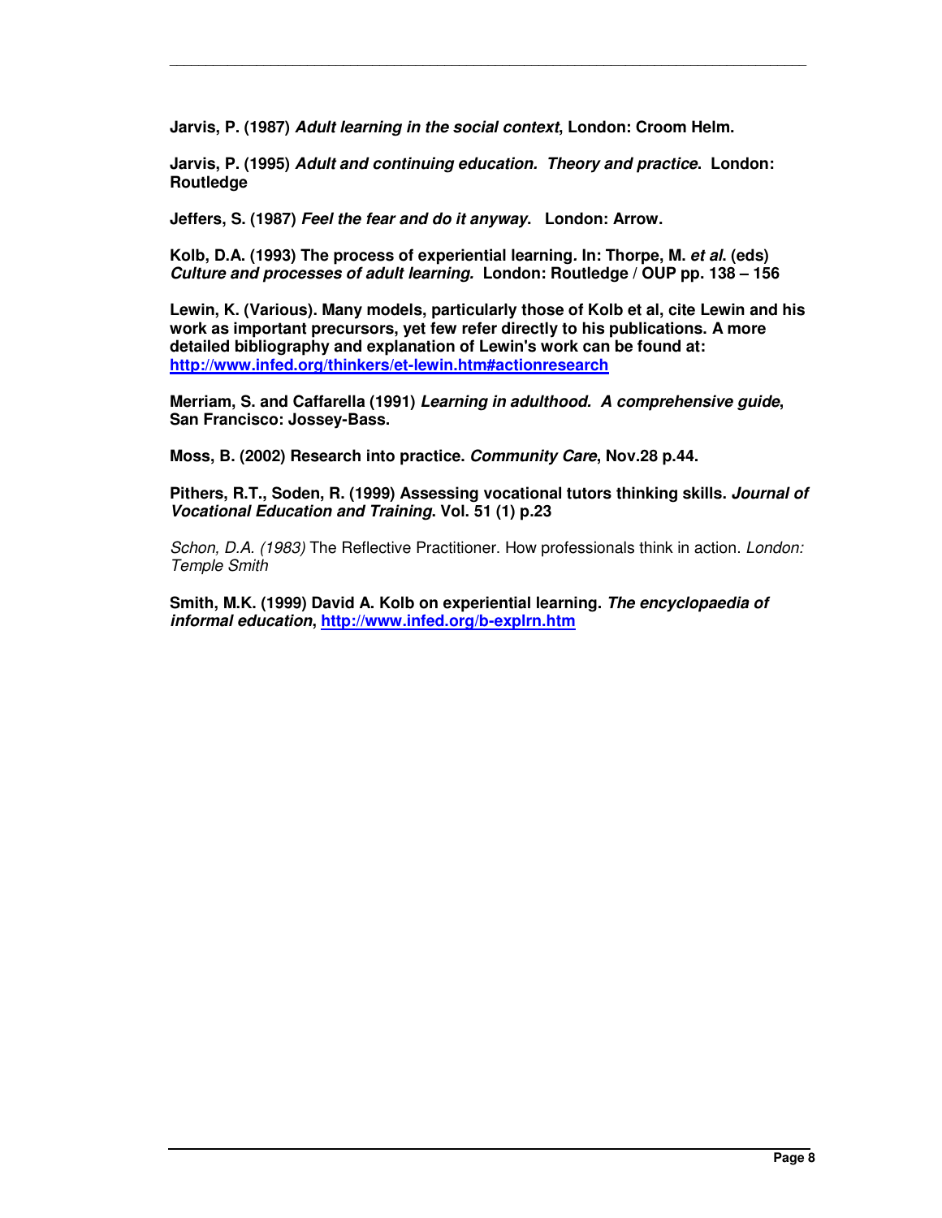**Jarvis, P. (1987) *Adult learning in the social context*, London: Croom Helm.**

**Jarvis, P. (1995) *Adult and continuing education. Theory and practice*. London: Routledge**

**Jeffers, S. (1987) *Feel the fear and do it anyway*. London: Arrow.**

**Kolb, D.A. (1993) The process of experiential learning. In: Thorpe, M. *et al*. (eds) *Culture and processes of adult learning.* London: Routledge / OUP pp. 138 – 156**

**Lewin, K. (Various). Many models, particularly those of Kolb et al, cite Lewin and his work as important precursors, yet few refer directly to his publications. A more detailed bibliography and explanation of Lewin's work can be found at: [http://www.infed.org/thinkers/et-lewin.htm#actionresearch](http://www.infed.org/thinkers/et-lewin.htm#actionresearch)**

**Merriam, S. and Caffarella (1991) *Learning in adulthood. A comprehensive guide*, San Francisco: Jossey-Bass.**

**Moss, B. (2002) Research into practice. *Community Care*, Nov.28 p.44.**

**Pithers, R.T., Soden, R. (1999) Assessing vocational tutors thinking skills. *Journal of Vocational Education and Training*. Vol. 51 (1) p.23**

*Schon, D.A. (1983)* The Reflective Practitioner. How professionals think in action. *London: Temple Smith*

**Smith, M.K. (1999) David A. Kolb on experiential learning. *The encyclopaedia of informal education*, [http://www.infed.org/b-explrn.htm](http://www.infed.org/b-explrn.htm)**